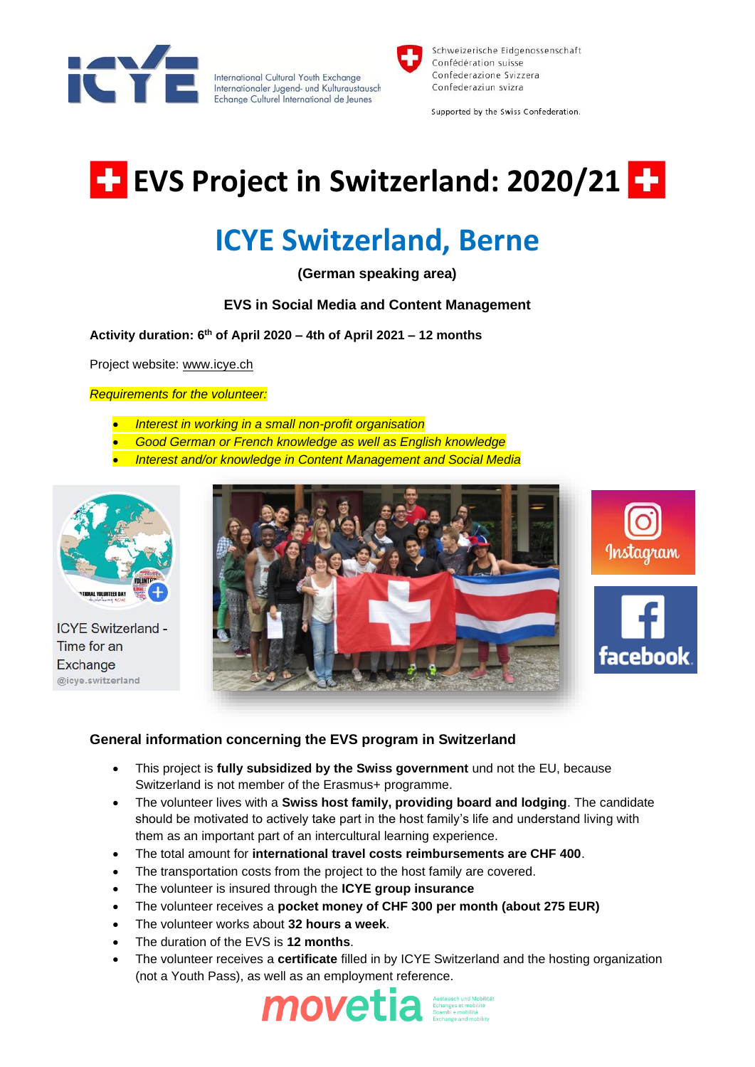International Cultural Youth Exchange
Internationaler Jugend- und Kulturaustausch
Echange Culturel International de Jeunes

Schweizerische Eidgenossenschaft
Confédération suisse
Confederazione Svizzera
Confederaziun svizra

Supported by the Swiss Confederation.

# EVS Project in Switzerland: 2020/21

## ICYE Switzerland, Berne

**(German speaking area)**

**EVS in Social Media and Content Management**

**Activity duration: 6th of April 2020 – 4th of April 2021 – 12 months**

Project website: www.icye.ch

*Requirements for the volunteer:*

- *Interest in working in a small non-profit organisation*
- *Good German or French knowledge as well as English knowledge*
- *Interest and/or knowledge in Content Management and Social Media*

ICYE Switzerland - Time for an Exchange
@icye.switzerland

### General information concerning the EVS program in Switzerland

- This project is **fully subsidized by the Swiss government** und not the EU, because Switzerland is not member of the Erasmus+ programme.
- The volunteer lives with a **Swiss host family, providing board and lodging**. The candidate should be motivated to actively take part in the host family's life and understand living with them as an important part of an intercultural learning experience.
- The total amount for **international travel costs reimbursements are CHF 400**.
- The transportation costs from the project to the host family are covered.
- The volunteer is insured through the **ICYE group insurance**
- The volunteer receives a **pocket money of CHF 300 per month (about 275 EUR)**
- The volunteer works about **32 hours a week**.
- The duration of the EVS is **12 months**.
- The volunteer receives a **certificate** filled in by ICYE Switzerland and the hosting organization (not a Youth Pass), as well as an employment reference.

movetia
Austausch und Mobilität
Echanges et mobilité
Scambi e mobilità
Exchange and mobility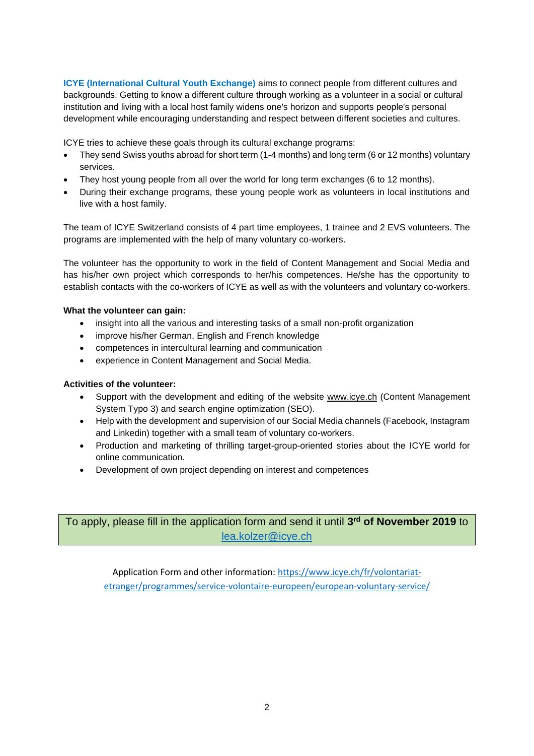**ICYE (International Cultural Youth Exchange)** aims to connect people from different cultures and backgrounds. Getting to know a different culture through working as a volunteer in a social or cultural institution and living with a local host family widens one's horizon and supports people's personal development while encouraging understanding and respect between different societies and cultures.

ICYE tries to achieve these goals through its cultural exchange programs:

- They send Swiss youths abroad for short term (1-4 months) and long term (6 or 12 months) voluntary services.
- They host young people from all over the world for long term exchanges (6 to 12 months).
- During their exchange programs, these young people work as volunteers in local institutions and live with a host family.

The team of ICYE Switzerland consists of 4 part time employees, 1 trainee and 2 EVS volunteers. The programs are implemented with the help of many voluntary co-workers.

The volunteer has the opportunity to work in the field of Content Management and Social Media and has his/her own project which corresponds to her/his competences. He/she has the opportunity to establish contacts with the co-workers of ICYE as well as with the volunteers and voluntary co-workers.

**What the volunteer can gain:**

- insight into all the various and interesting tasks of a small non-profit organization
- improve his/her German, English and French knowledge
- competences in intercultural learning and communication
- experience in Content Management and Social Media.

**Activities of the volunteer:**

- Support with the development and editing of the website www.icye.ch (Content Management System Typo 3) and search engine optimization (SEO).
- Help with the development and supervision of our Social Media channels (Facebook, Instagram and Linkedin) together with a small team of voluntary co-workers.
- Production and marketing of thrilling target-group-oriented stories about the ICYE world for online communication.
- Development of own project depending on interest and competences

To apply, please fill in the application form and send it until **3rd of November 2019** to lea.kolzer@icye.ch

Application Form and other information: https://www.icye.ch/fr/volontariat-etranger/programmes/service-volontaire-europeen/european-voluntary-service/